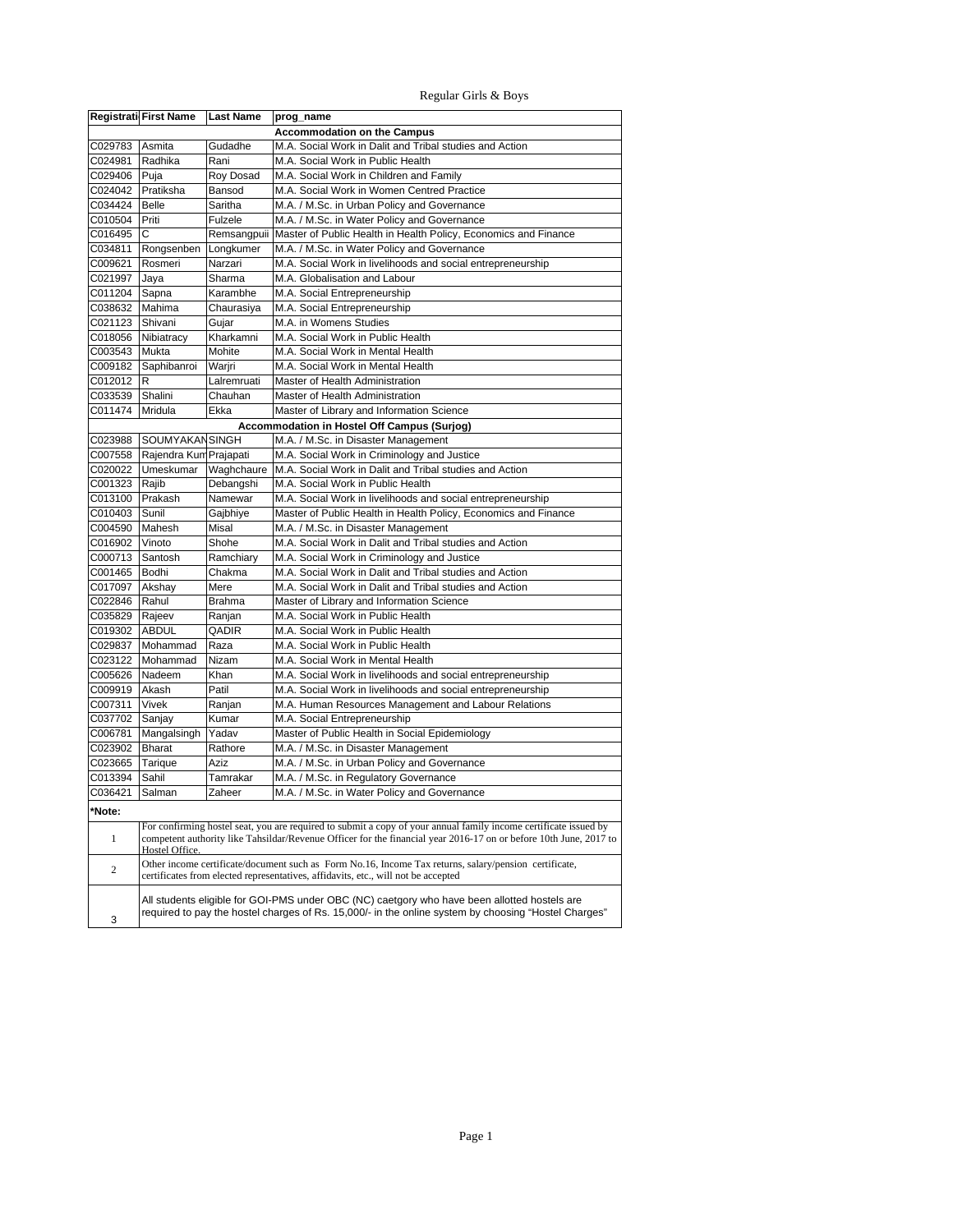Regular Girls & Boys

| Registrati | First Name | Last Name | prog_name |
|---|---|---|---|
| | | | **Accommodation on the Campus** |
| C029783 | Asmita | Gudadhe | M.A. Social Work in Dalit and Tribal studies and Action |
| C024981 | Radhika | Rani | M.A. Social Work in Public Health |
| C029406 | Puja | Roy Dosad | M.A. Social Work in Children and Family |
| C024042 | Pratiksha | Bansod | M.A. Social Work in Women Centred Practice |
| C034424 | Belle | Saritha | M.A. / M.Sc. in Urban Policy and Governance |
| C010504 | Priti | Fulzele | M.A. / M.Sc. in Water Policy and Governance |
| C016495 | C | Remsangpuii | Master of Public Health in Health Policy, Economics and Finance |
| C034811 | Rongsenben | Longkumer | M.A. / M.Sc. in Water Policy and Governance |
| C009621 | Rosmeri | Narzari | M.A. Social Work in livelihoods and social entrepreneurship |
| C021997 | Jaya | Sharma | M.A. Globalisation and Labour |
| C011204 | Sapna | Karambhe | M.A. Social Entrepreneurship |
| C038632 | Mahima | Chaurasiya | M.A. Social Entrepreneurship |
| C021123 | Shivani | Gujar | M.A. in Womens Studies |
| C018056 | Nibiatracy | Kharkamni | M.A. Social Work in Public Health |
| C003543 | Mukta | Mohite | M.A. Social Work in Mental Health |
| C009182 | Saphibanroi | Warjri | M.A. Social Work in Mental Health |
| C012012 | R | Lalremruati | Master of Health Administration |
| C033539 | Shalini | Chauhan | Master of Health Administration |
| C011474 | Mridula | Ekka | Master of Library and Information Science |
| | | | **Accommodation in Hostel Off Campus (Surjog)** |
| C023988 | SOUMYAKAN | SINGH | M.A. / M.Sc. in Disaster Management |
| C007558 | Rajendra Kum | Prajapati | M.A. Social Work in Criminology and Justice |
| C020022 | Umeskumar | Waghchaure | M.A. Social Work in Dalit and Tribal studies and Action |
| C001323 | Rajib | Debangshi | M.A. Social Work in Public Health |
| C013100 | Prakash | Namewar | M.A. Social Work in livelihoods and social entrepreneurship |
| C010403 | Sunil | Gajbhiye | Master of Public Health in Health Policy, Economics and Finance |
| C004590 | Mahesh | Misal | M.A. / M.Sc. in Disaster Management |
| C016902 | Vinoto | Shohe | M.A. Social Work in Dalit and Tribal studies and Action |
| C000713 | Santosh | Ramchiary | M.A. Social Work in Criminology and Justice |
| C001465 | Bodhi | Chakma | M.A. Social Work in Dalit and Tribal studies and Action |
| C017097 | Akshay | Mere | M.A. Social Work in Dalit and Tribal studies and Action |
| C022846 | Rahul | Brahma | Master of Library and Information Science |
| C035829 | Rajeev | Ranjan | M.A. Social Work in Public Health |
| C019302 | ABDUL | QADIR | M.A. Social Work in Public Health |
| C029837 | Mohammad | Raza | M.A. Social Work in Public Health |
| C023122 | Mohammad | Nizam | M.A. Social Work in Mental Health |
| C005626 | Nadeem | Khan | M.A. Social Work in livelihoods and social entrepreneurship |
| C009919 | Akash | Patil | M.A. Social Work in livelihoods and social entrepreneurship |
| C007311 | Vivek | Ranjan | M.A. Human Resources Management and Labour Relations |
| C037702 | Sanjay | Kumar | M.A. Social Entrepreneurship |
| C006781 | Mangalsingh | Yadav | Master of Public Health in Social Epidemiology |
| C023902 | Bharat | Rathore | M.A. / M.Sc. in Disaster Management |
| C023665 | Tarique | Aziz | M.A. / M.Sc. in Urban Policy and Governance |
| C013394 | Sahil | Tamrakar | M.A. / M.Sc. in Regulatory Governance |
| C036421 | Salman | Zaheer | M.A. / M.Sc. in Water Policy and Governance |

**\*Note:**

| | |
|---|---|
| 1 | For confirming hostel seat, you are required to submit a copy of your annual family income certificate issued by competent authority like Tahsildar/Revenue Officer for the financial year 2016-17 on or before 10th June, 2017 to Hostel Office. |
| 2 | Other income certificate/document such as Form No.16, Income Tax returns, salary/pension certificate, certificates from elected representatives, affidavits, etc., will not be accepted |
| 3 | All students eligible for GOI-PMS under OBC (NC) caetgory who have been allotted hostels are required to pay the hostel charges of Rs. 15,000/- in the online system by choosing “Hostel Charges” |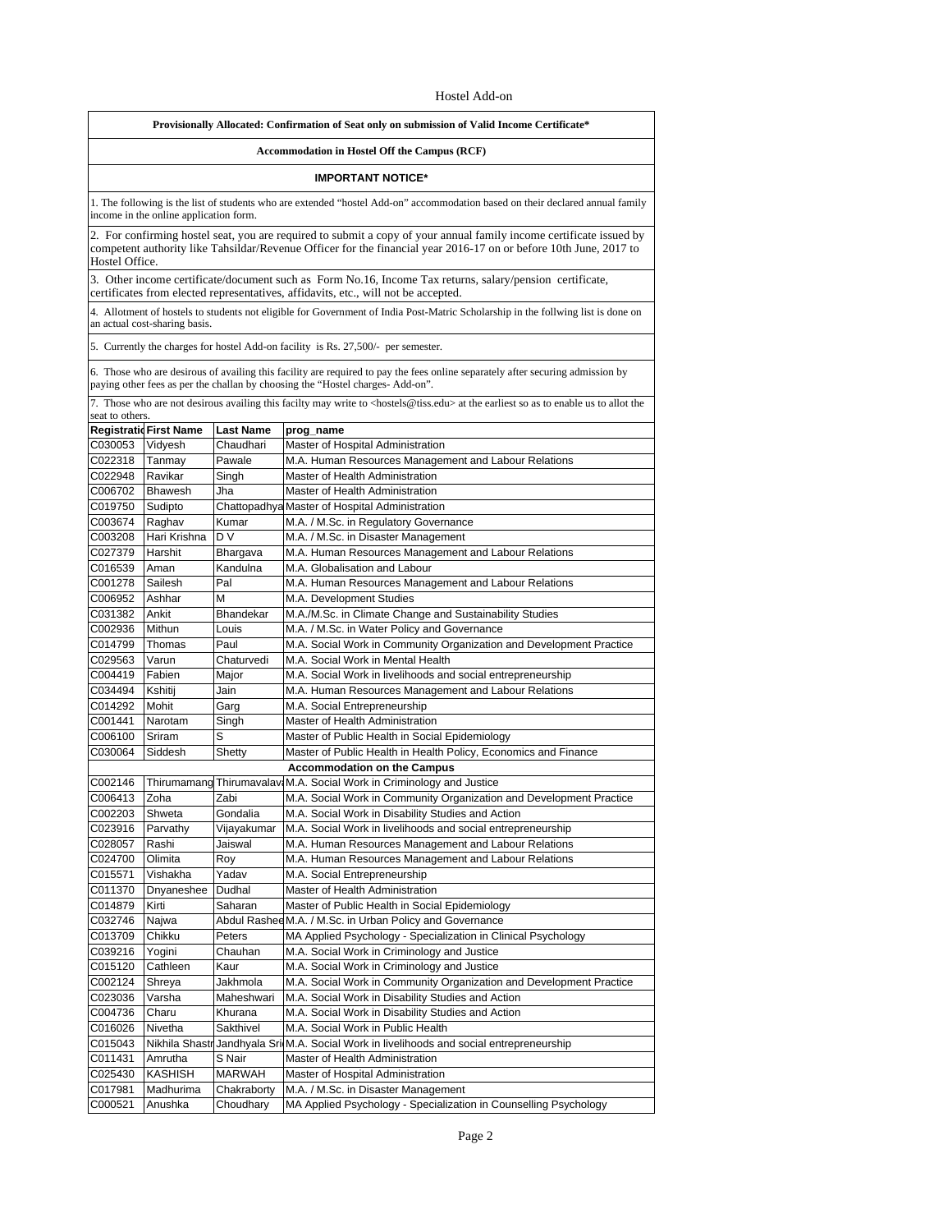Hostel Add-on

**Provisionally Allocated: Confirmation of Seat only on submission of Valid Income Certificate***

**Accommodation in Hostel Off the Campus (RCF)**

**IMPORTANT NOTICE***

1. The following is the list of students who are extended "hostel Add-on" accommodation based on their declared annual family income in the online application form.

2. For confirming hostel seat, you are required to submit a copy of your annual family income certificate issued by competent authority like Tahsildar/Revenue Officer for the financial year 2016-17 on or before 10th June, 2017 to Hostel Office.

3. Other income certificate/document such as Form No.16, Income Tax returns, salary/pension certificate, certificates from elected representatives, affidavits, etc., will not be accepted.

4. Allotment of hostels to students not eligible for Government of India Post-Matric Scholarship in the follwing list is done on an actual cost-sharing basis.

5. Currently the charges for hostel Add-on facility is Rs. 27,500/- per semester.

6. Those who are desirous of availing this facility are required to pay the fees online separately after securing admission by paying other fees as per the challan by choosing the "Hostel charges- Add-on".

7. Those who are not desirous availing this facilty may write to <hostels@tiss.edu> at the earliest so as to enable us to allot the seat to others.

| Registratio | First Name | Last Name | prog_name |
|---|---|---|---|
| C030053 | Vidyesh | Chaudhari | Master of Hospital Administration |
| C022318 | Tanmay | Pawale | M.A. Human Resources Management and Labour Relations |
| C022948 | Ravikar | Singh | Master of Health Administration |
| C006702 | Bhawesh | Jha | Master of Health Administration |
| C019750 | Sudipto | Chattopadhya | Master of Hospital Administration |
| C003674 | Raghav | Kumar | M.A. / M.Sc. in Regulatory Governance |
| C003208 | Hari Krishna | D V | M.A. / M.Sc. in Disaster Management |
| C027379 | Harshit | Bhargava | M.A. Human Resources Management and Labour Relations |
| C016539 | Aman | Kandulna | M.A. Globalisation and Labour |
| C001278 | Sailesh | Pal | M.A. Human Resources Management and Labour Relations |
| C006952 | Ashhar | M | M.A. Development Studies |
| C031382 | Ankit | Bhandekar | M.A./M.Sc. in Climate Change and Sustainability Studies |
| C002936 | Mithun | Louis | M.A. / M.Sc. in Water Policy and Governance |
| C014799 | Thomas | Paul | M.A. Social Work in Community Organization and Development Practice |
| C029563 | Varun | Chaturvedi | M.A. Social Work in Mental Health |
| C004419 | Fabien | Major | M.A. Social Work in livelihoods and social entrepreneurship |
| C034494 | Kshitij | Jain | M.A. Human Resources Management and Labour Relations |
| C014292 | Mohit | Garg | M.A. Social Entrepreneurship |
| C001441 | Narotam | Singh | Master of Health Administration |
| C006100 | Sriram | S | Master of Public Health in Social Epidemiology |
| C030064 | Siddesh | Shetty | Master of Public Health in Health Policy, Economics and Finance |
| **Accommodation on the Campus** | | | |
| C002146 | Thirumamang | Thirumavalava | M.A. Social Work in Criminology and Justice |
| C006413 | Zoha | Zabi | M.A. Social Work in Community Organization and Development Practice |
| C002203 | Shweta | Gondalia | M.A. Social Work in Disability Studies and Action |
| C023916 | Parvathy | Vijayakumar | M.A. Social Work in livelihoods and social entrepreneurship |
| C028057 | Rashi | Jaiswal | M.A. Human Resources Management and Labour Relations |
| C024700 | Olimita | Roy | M.A. Human Resources Management and Labour Relations |
| C015571 | Vishakha | Yadav | M.A. Social Entrepreneurship |
| C011370 | Dnyaneshee | Dudhal | Master of Health Administration |
| C014879 | Kirti | Saharan | Master of Public Health in Social Epidemiology |
| C032746 | Najwa | Abdul Rashee | M.A. / M.Sc. in Urban Policy and Governance |
| C013709 | Chikku | Peters | MA Applied Psychology - Specialization in Clinical Psychology |
| C039216 | Yogini | Chauhan | M.A. Social Work in Criminology and Justice |
| C015120 | Cathleen | Kaur | M.A. Social Work in Criminology and Justice |
| C002124 | Shreya | Jakhmola | M.A. Social Work in Community Organization and Development Practice |
| C023036 | Varsha | Maheshwari | M.A. Social Work in Disability Studies and Action |
| C004736 | Charu | Khurana | M.A. Social Work in Disability Studies and Action |
| C016026 | Nivetha | Sakthivel | M.A. Social Work in Public Health |
| C015043 | Nikhila Shastr | Jandhyala Sri | M.A. Social Work in livelihoods and social entrepreneurship |
| C011431 | Amrutha | S Nair | Master of Health Administration |
| C025430 | KASHISH | MARWAH | Master of Hospital Administration |
| C017981 | Madhurima | Chakraborty | M.A. / M.Sc. in Disaster Management |
| C000521 | Anushka | Choudhary | MA Applied Psychology - Specialization in Counselling Psychology |